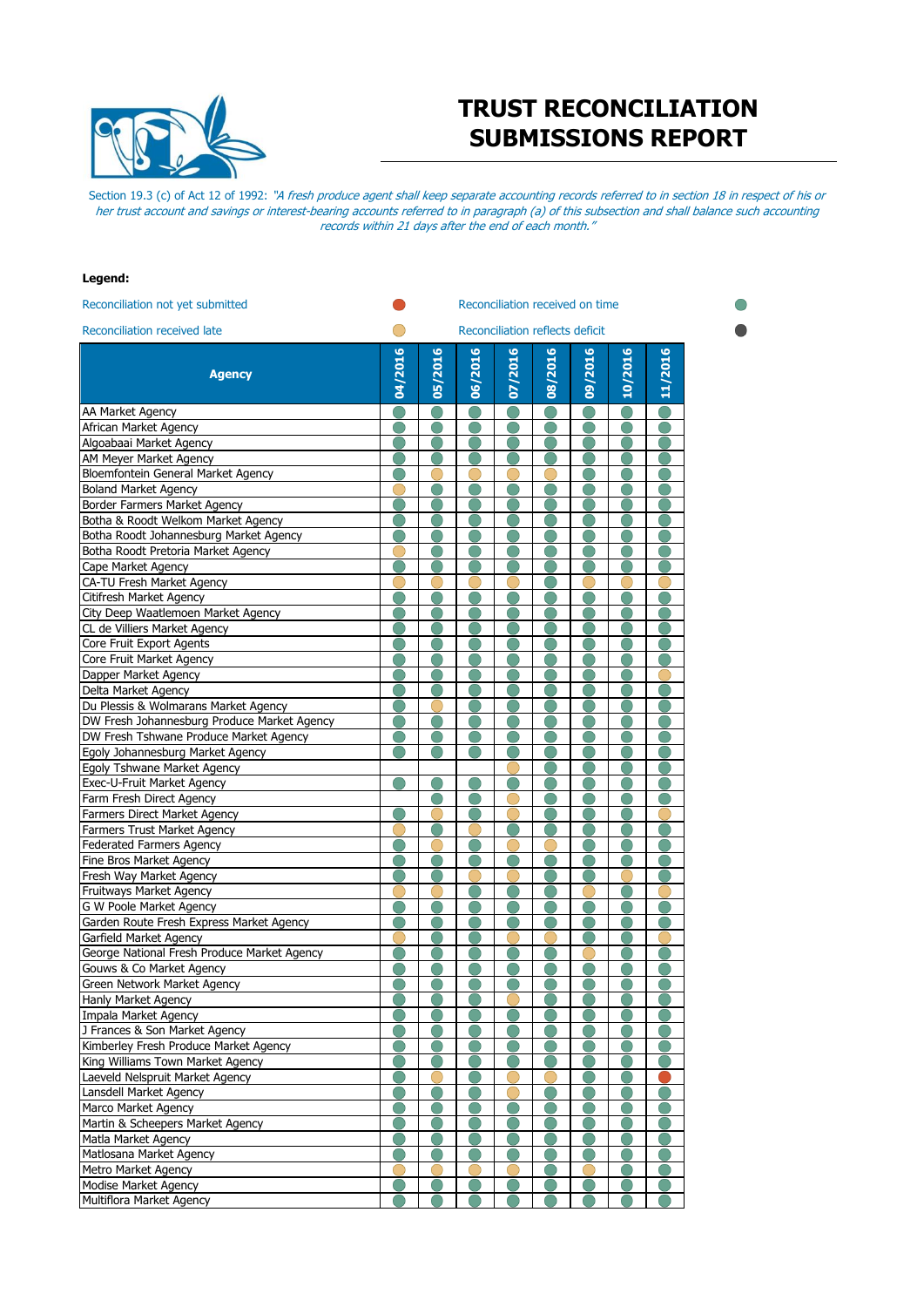# TRUST RECONCILIATION SUBMISSIONS REPORT

*Section 19.3 (c) of Act 12 of 1992: "A fresh produce agent shall keep separate accounting records referred to in section 18 in respect of his or her trust account and savings or interest-bearing accounts referred to in paragraph (a) of this subsection and shall balance such accounting records within 21 days after the end of each month."*

**Legend:**

| Status | Symbol |
|---|---|
| Reconciliation not yet submitted | ● (red) |
| Reconciliation received late | ● (yellow) |
| Reconciliation received on time | ● (green) |
| Reconciliation reflects deficit | ● (dark grey) |

| Agency | 04/2016 | 05/2016 | 06/2016 | 07/2016 | 08/2016 | 09/2016 | 10/2016 | 11/2016 |
|---|---|---|---|---|---|---|---|---|
| AA Market Agency | On time | On time | On time | On time | On time | On time | On time | On time |
| African Market Agency | On time | On time | On time | On time | On time | On time | On time | On time |
| Algoabaai Market Agency | On time | On time | On time | On time | On time | On time | On time | On time |
| AM Meyer Market Agency | On time | On time | On time | On time | On time | On time | On time | On time |
| Bloemfontein General Market Agency | On time | Late | Late | Late | Late | On time | On time | On time |
| Boland Market Agency | Late | On time | On time | On time | On time | On time | On time | On time |
| Border Farmers Market Agency | On time | On time | On time | On time | On time | On time | On time | On time |
| Botha & Roodt Welkom Market Agency | On time | On time | On time | On time | On time | On time | On time | On time |
| Botha Roodt Johannesburg Market Agency | On time | On time | On time | On time | On time | On time | On time | On time |
| Botha Roodt Pretoria Market Agency | Late | On time | On time | On time | On time | On time | On time | On time |
| Cape Market Agency | On time | On time | On time | On time | On time | On time | On time | On time |
| CA-TU Fresh Market Agency | Late | Late | Late | Late | On time | Late | Late | Late |
| Citifresh Market Agency | On time | On time | On time | On time | On time | On time | On time | On time |
| City Deep Waatlemoen Market Agency | On time | On time | On time | On time | On time | On time | On time | On time |
| CL de Villiers Market Agency | On time | On time | On time | On time | On time | On time | On time | On time |
| Core Fruit Export Agents | On time | On time | On time | On time | On time | On time | On time | On time |
| Core Fruit Market Agency | On time | On time | On time | On time | On time | On time | On time | On time |
| Dapper Market Agency | On time | On time | On time | On time | On time | On time | On time | Late |
| Delta Market Agency | On time | On time | On time | On time | On time | On time | On time | On time |
| Du Plessis & Wolmarans Market Agency | On time | Late | On time | On time | On time | On time | On time | On time |
| DW Fresh Johannesburg Produce Market Agency | On time | On time | On time | On time | On time | On time | On time | On time |
| DW Fresh Tshwane Produce Market Agency | On time | On time | On time | On time | On time | On time | On time | On time |
| Egoly Johannesburg Market Agency | On time | On time | On time | On time | On time | On time | On time | On time |
| Egoly Tshwane Market Agency | | | | Late | On time | On time | On time | On time |
| Exec-U-Fruit Market Agency | On time | On time | On time | On time | On time | On time | On time | On time |
| Farm Fresh Direct Agency | | On time | On time | Late | On time | On time | On time | On time |
| Farmers Direct Market Agency | On time | Late | On time | Late | On time | On time | On time | Late |
| Farmers Trust Market Agency | Late | On time | Late | On time | On time | On time | On time | On time |
| Federated Farmers Agency | On time | Late | On time | Late | Late | On time | On time | On time |
| Fine Bros Market Agency | On time | On time | On time | On time | On time | On time | On time | On time |
| Fresh Way Market Agency | On time | On time | Late | Late | On time | On time | Late | On time |
| Fruitways Market Agency | Late | Late | On time | On time | On time | Late | On time | Late |
| G W Poole Market Agency | On time | On time | On time | On time | On time | On time | On time | On time |
| Garden Route Fresh Express Market Agency | On time | On time | On time | On time | On time | On time | On time | On time |
| Garfield Market Agency | Late | On time | On time | Late | Late | On time | On time | Late |
| George National Fresh Produce Market Agency | On time | On time | On time | On time | On time | Late | On time | On time |
| Gouws & Co Market Agency | On time | On time | On time | On time | On time | On time | On time | On time |
| Green Network Market Agency | On time | On time | On time | On time | On time | On time | On time | On time |
| Hanly Market Agency | On time | On time | On time | Late | On time | On time | On time | On time |
| Impala Market Agency | On time | On time | On time | On time | On time | On time | On time | On time |
| J Frances & Son Market Agency | On time | On time | On time | On time | On time | On time | On time | On time |
| Kimberley Fresh Produce Market Agency | On time | On time | On time | On time | On time | On time | On time | On time |
| King Williams Town Market Agency | On time | On time | On time | On time | On time | On time | On time | On time |
| Laeveld Nelspruit Market Agency | On time | Late | On time | Late | Late | On time | On time | Not yet submitted |
| Lansdell Market Agency | On time | On time | On time | Late | On time | On time | On time | On time |
| Marco Market Agency | On time | On time | On time | On time | On time | On time | On time | On time |
| Martin & Scheepers Market Agency | On time | On time | On time | On time | On time | On time | On time | On time |
| Matla Market Agency | On time | On time | On time | On time | On time | On time | On time | On time |
| Matlosana Market Agency | On time | On time | On time | On time | On time | On time | On time | On time |
| Metro Market Agency | Late | Late | Late | Late | On time | Late | On time | On time |
| Modise Market Agency | On time | On time | On time | On time | On time | On time | On time | On time |
| Multiflora Market Agency | On time | On time | On time | On time | On time | On time | On time | On time |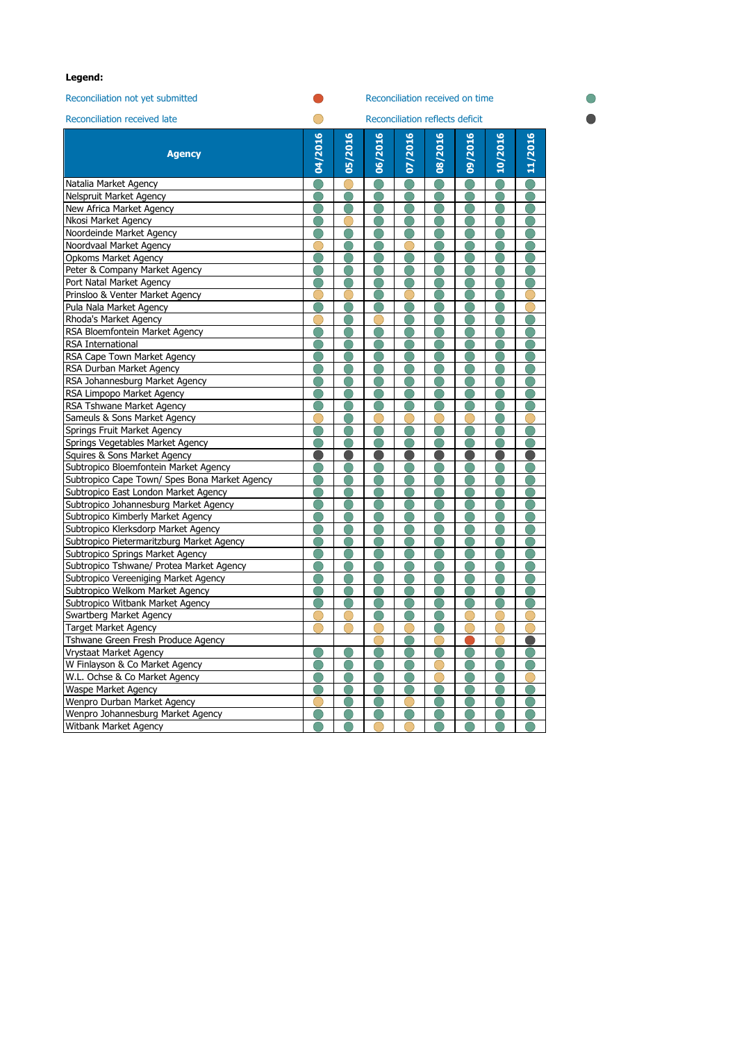**Legend:**

Reconciliation not yet submitted ● (red)

Reconciliation received on time ● (green)

Reconciliation received late ● (yellow)

Reconciliation reflects deficit ● (black)

| Agency | 04/2016 | 05/2016 | 06/2016 | 07/2016 | 08/2016 | 09/2016 | 10/2016 | 11/2016 |
|---|---|---|---|---|---|---|---|---|
| Natalia Market Agency | On time | Late | On time | On time | On time | On time | On time | On time |
| Nelspruit Market Agency | On time | On time | On time | On time | On time | On time | On time | On time |
| New Africa Market Agency | On time | On time | On time | On time | On time | On time | On time | On time |
| Nkosi Market Agency | On time | Late | On time | On time | On time | On time | On time | On time |
| Noordeinde Market Agency | On time | On time | On time | On time | On time | On time | On time | On time |
| Noordvaal Market Agency | Late | On time | On time | Late | On time | On time | On time | On time |
| Opkoms Market Agency | On time | On time | On time | On time | On time | On time | On time | On time |
| Peter & Company Market Agency | On time | On time | On time | On time | On time | On time | On time | On time |
| Port Natal Market Agency | On time | On time | On time | On time | On time | On time | On time | On time |
| Prinsloo & Venter Market Agency | Late | Late | On time | Late | On time | On time | On time | Late |
| Pula Nala Market Agency | On time | On time | On time | On time | On time | On time | On time | Late |
| Rhoda's Market Agency | Late | On time | Late | On time | On time | On time | On time | On time |
| RSA Bloemfontein Market Agency | On time | On time | On time | On time | On time | On time | On time | On time |
| RSA International | On time | On time | On time | On time | On time | On time | On time | On time |
| RSA Cape Town Market Agency | On time | On time | On time | On time | On time | On time | On time | On time |
| RSA Durban Market Agency | On time | On time | On time | On time | On time | On time | On time | On time |
| RSA Johannesburg Market Agency | On time | On time | On time | On time | On time | On time | On time | On time |
| RSA Limpopo Market Agency | On time | On time | On time | On time | On time | On time | On time | On time |
| RSA Tshwane Market Agency | On time | On time | On time | On time | On time | On time | On time | On time |
| Sameuls & Sons Market Agency | Late | On time | Late | Late | Late | Late | On time | Late |
| Springs Fruit Market Agency | On time | On time | On time | On time | On time | On time | On time | On time |
| Springs Vegetables Market Agency | On time | On time | On time | On time | On time | On time | On time | On time |
| Squires & Sons Market Agency | Deficit | Deficit | Deficit | Deficit | Deficit | Deficit | Deficit | Deficit |
| Subtropico Bloemfontein Market Agency | On time | On time | On time | On time | On time | On time | On time | On time |
| Subtropico Cape Town/ Spes Bona Market Agency | On time | On time | On time | On time | On time | On time | On time | On time |
| Subtropico East London Market Agency | On time | On time | On time | On time | On time | On time | On time | On time |
| Subtropico Johannesburg Market Agency | On time | On time | On time | On time | On time | On time | On time | On time |
| Subtropico Kimberly Market Agency | On time | On time | On time | On time | On time | On time | On time | On time |
| Subtropico Klerksdorp Market Agency | On time | On time | On time | On time | On time | On time | On time | On time |
| Subtropico Pietermaritzburg Market Agency | On time | On time | On time | On time | On time | On time | On time | On time |
| Subtropico Springs Market Agency | On time | On time | On time | On time | On time | On time | On time | On time |
| Subtropico Tshwane/ Protea Market Agency | On time | On time | On time | On time | On time | On time | On time | On time |
| Subtropico Vereeniging Market Agency | On time | On time | On time | On time | On time | On time | On time | On time |
| Subtropico Welkom Market Agency | On time | On time | On time | On time | On time | On time | On time | On time |
| Subtropico Witbank Market Agency | On time | On time | On time | On time | On time | On time | On time | On time |
| Swartberg Market Agency | Late | Late | On time | On time | On time | Late | Late | Late |
| Target Market Agency | Late | Late | Late | Late | On time | Late | Late | Late |
| Tshwane Green Fresh Produce Agency | | | Late | On time | Late | Not submitted | Late | Deficit |
| Vrystaat Market Agency | On time | On time | On time | On time | On time | On time | On time | On time |
| W Finlayson & Co Market Agency | On time | On time | On time | On time | Late | On time | On time | On time |
| W.L. Ochse & Co Market Agency | On time | On time | On time | On time | Late | On time | On time | Late |
| Waspe Market Agency | On time | On time | On time | On time | On time | On time | On time | On time |
| Wenpro Durban Market Agency | Late | On time | On time | Late | On time | On time | On time | On time |
| Wenpro Johannesburg Market Agency | On time | On time | On time | On time | On time | On time | On time | On time |
| Witbank Market Agency | On time | On time | Late | Late | On time | On time | On time | On time |